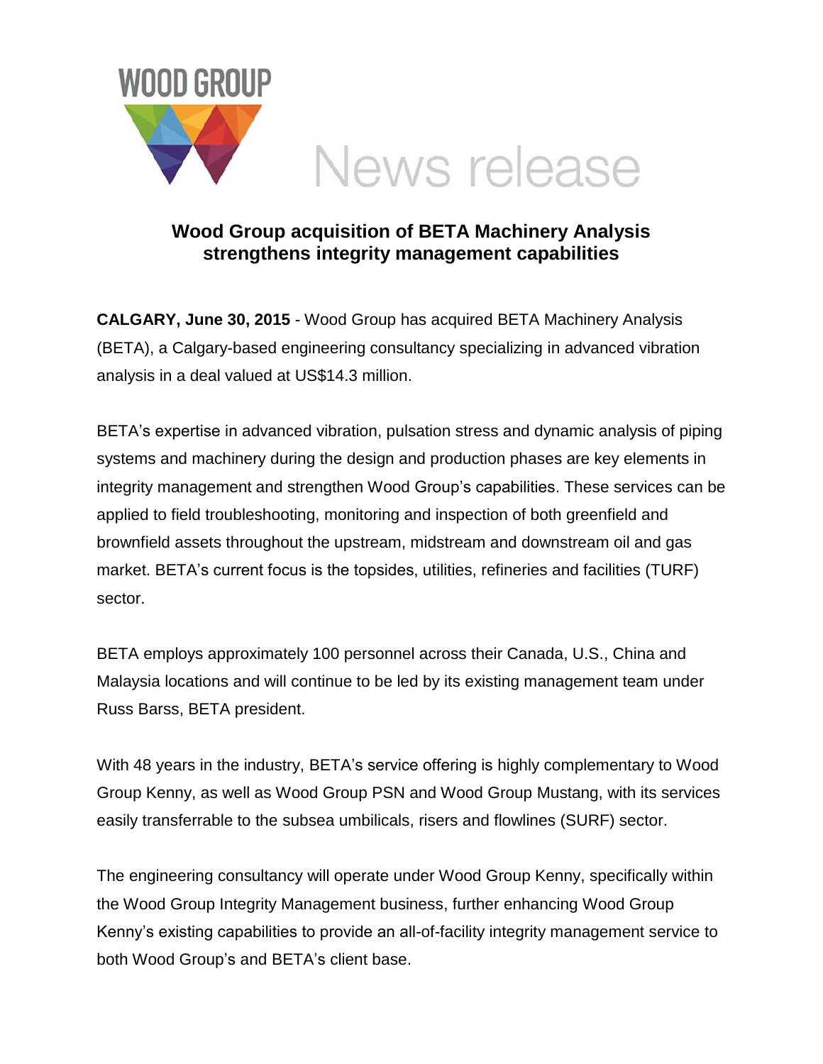WOOD GROUP

News release

# Wood Group acquisition of BETA Machinery Analysis strengthens integrity management capabilities

**CALGARY, June 30, 2015** - Wood Group has acquired BETA Machinery Analysis (BETA), a Calgary-based engineering consultancy specializing in advanced vibration analysis in a deal valued at US$14.3 million.

BETA's expertise in advanced vibration, pulsation stress and dynamic analysis of piping systems and machinery during the design and production phases are key elements in integrity management and strengthen Wood Group's capabilities. These services can be applied to field troubleshooting, monitoring and inspection of both greenfield and brownfield assets throughout the upstream, midstream and downstream oil and gas market. BETA's current focus is the topsides, utilities, refineries and facilities (TURF) sector.

BETA employs approximately 100 personnel across their Canada, U.S., China and Malaysia locations and will continue to be led by its existing management team under Russ Barss, BETA president.

With 48 years in the industry, BETA's service offering is highly complementary to Wood Group Kenny, as well as Wood Group PSN and Wood Group Mustang, with its services easily transferrable to the subsea umbilicals, risers and flowlines (SURF) sector.

The engineering consultancy will operate under Wood Group Kenny, specifically within the Wood Group Integrity Management business, further enhancing Wood Group Kenny's existing capabilities to provide an all-of-facility integrity management service to both Wood Group's and BETA's client base.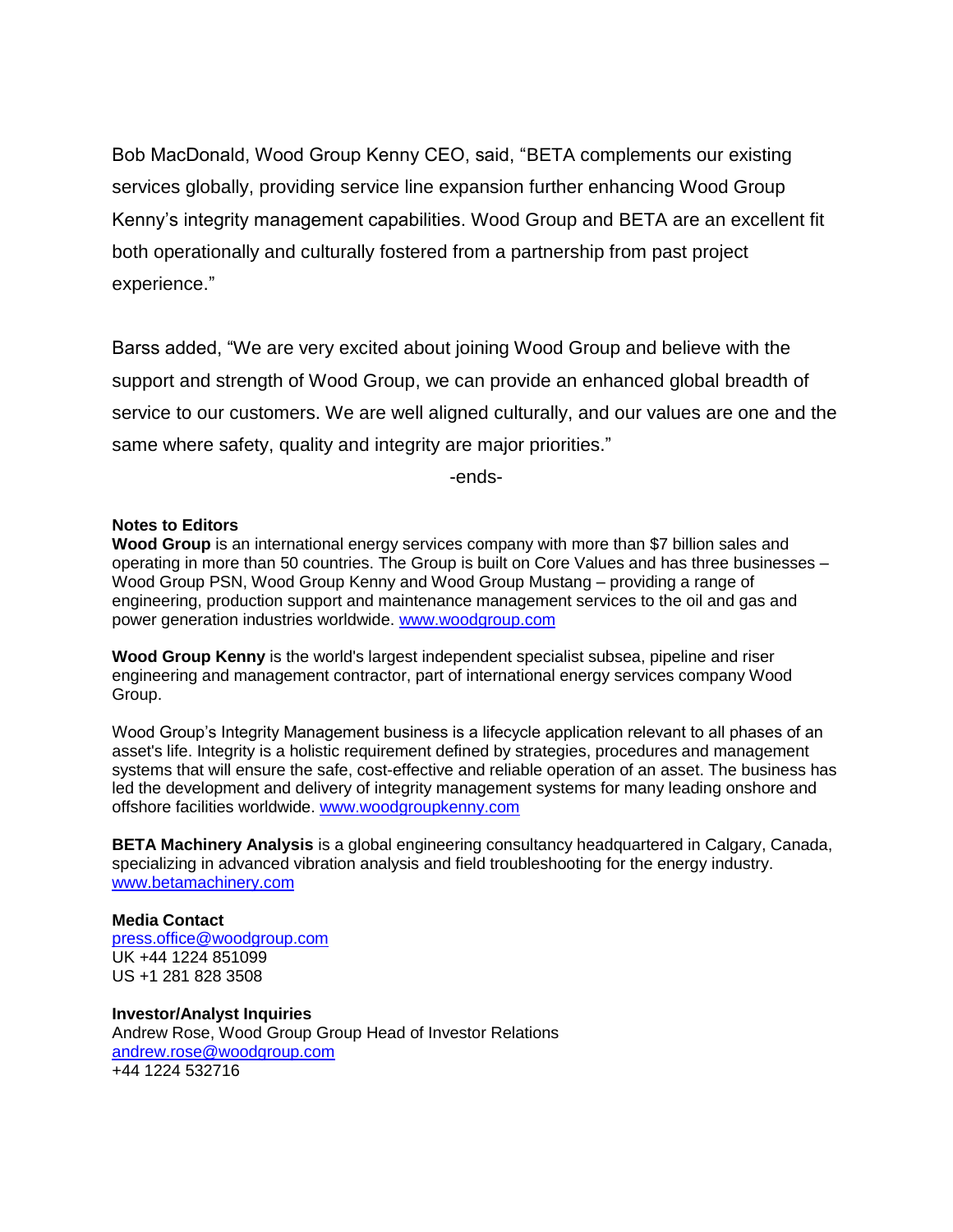Bob MacDonald, Wood Group Kenny CEO, said, “BETA complements our existing services globally, providing service line expansion further enhancing Wood Group Kenny’s integrity management capabilities. Wood Group and BETA are an excellent fit both operationally and culturally fostered from a partnership from past project experience.”

Barss added, “We are very excited about joining Wood Group and believe with the support and strength of Wood Group, we can provide an enhanced global breadth of service to our customers. We are well aligned culturally, and our values are one and the same where safety, quality and integrity are major priorities.”

-ends-

**Notes to Editors**

**Wood Group** is an international energy services company with more than $7 billion sales and operating in more than 50 countries. The Group is built on Core Values and has three businesses – Wood Group PSN, Wood Group Kenny and Wood Group Mustang – providing a range of engineering, production support and maintenance management services to the oil and gas and power generation industries worldwide. www.woodgroup.com

**Wood Group Kenny** is the world's largest independent specialist subsea, pipeline and riser engineering and management contractor, part of international energy services company Wood Group.

Wood Group’s Integrity Management business is a lifecycle application relevant to all phases of an asset's life. Integrity is a holistic requirement defined by strategies, procedures and management systems that will ensure the safe, cost-effective and reliable operation of an asset. The business has led the development and delivery of integrity management systems for many leading onshore and offshore facilities worldwide. www.woodgroupkenny.com

**BETA Machinery Analysis** is a global engineering consultancy headquartered in Calgary, Canada, specializing in advanced vibration analysis and field troubleshooting for the energy industry. www.betamachinery.com

**Media Contact**
press.office@woodgroup.com
UK +44 1224 851099
US +1 281 828 3508

**Investor/Analyst Inquiries**
Andrew Rose, Wood Group Group Head of Investor Relations
andrew.rose@woodgroup.com
+44 1224 532716